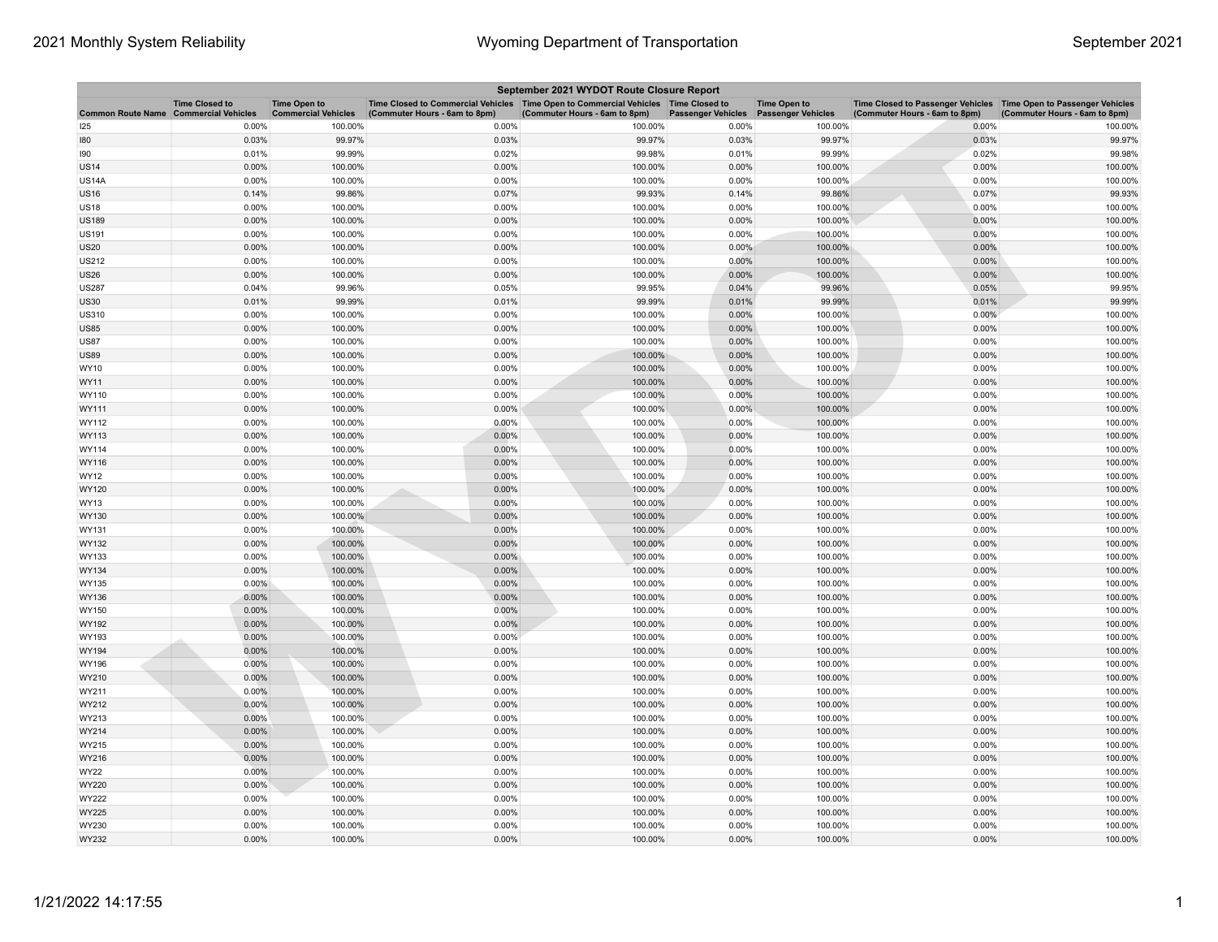| September 2021 WYDOT Route Closure Report | | | | | | | | |
|---|---|---|---|---|---|---|---|---|
| Common Route Name | Time Closed to Commercial Vehicles | Time Open to Commercial Vehicles | Time Closed to Commercial Vehicles (Commuter Hours - 6am to 8pm) | Time Open to Commercial Vehicles (Commuter Hours - 6am to 8pm) | Time Closed to Passenger Vehicles | Time Open to Passenger Vehicles | Time Closed to Passenger Vehicles (Commuter Hours - 6am to 8pm) | Time Open to Passenger Vehicles (Commuter Hours - 6am to 8pm) |
| I25 | 0.00% | 100.00% | 0.00% | 100.00% | 0.00% | 100.00% | 0.00% | 100.00% |
| I80 | 0.03% | 99.97% | 0.03% | 99.97% | 0.03% | 99.97% | 0.03% | 99.97% |
| I90 | 0.01% | 99.99% | 0.02% | 99.98% | 0.01% | 99.99% | 0.02% | 99.98% |
| US14 | 0.00% | 100.00% | 0.00% | 100.00% | 0.00% | 100.00% | 0.00% | 100.00% |
| US14A | 0.00% | 100.00% | 0.00% | 100.00% | 0.00% | 100.00% | 0.00% | 100.00% |
| US16 | 0.14% | 99.86% | 0.07% | 99.93% | 0.14% | 99.86% | 0.07% | 99.93% |
| US18 | 0.00% | 100.00% | 0.00% | 100.00% | 0.00% | 100.00% | 0.00% | 100.00% |
| US189 | 0.00% | 100.00% | 0.00% | 100.00% | 0.00% | 100.00% | 0.00% | 100.00% |
| US191 | 0.00% | 100.00% | 0.00% | 100.00% | 0.00% | 100.00% | 0.00% | 100.00% |
| US20 | 0.00% | 100.00% | 0.00% | 100.00% | 0.00% | 100.00% | 0.00% | 100.00% |
| US212 | 0.00% | 100.00% | 0.00% | 100.00% | 0.00% | 100.00% | 0.00% | 100.00% |
| US26 | 0.00% | 100.00% | 0.00% | 100.00% | 0.00% | 100.00% | 0.00% | 100.00% |
| US287 | 0.04% | 99.96% | 0.05% | 99.95% | 0.04% | 99.96% | 0.05% | 99.95% |
| US30 | 0.01% | 99.99% | 0.01% | 99.99% | 0.01% | 99.99% | 0.01% | 99.99% |
| US310 | 0.00% | 100.00% | 0.00% | 100.00% | 0.00% | 100.00% | 0.00% | 100.00% |
| US85 | 0.00% | 100.00% | 0.00% | 100.00% | 0.00% | 100.00% | 0.00% | 100.00% |
| US87 | 0.00% | 100.00% | 0.00% | 100.00% | 0.00% | 100.00% | 0.00% | 100.00% |
| US89 | 0.00% | 100.00% | 0.00% | 100.00% | 0.00% | 100.00% | 0.00% | 100.00% |
| WY10 | 0.00% | 100.00% | 0.00% | 100.00% | 0.00% | 100.00% | 0.00% | 100.00% |
| WY11 | 0.00% | 100.00% | 0.00% | 100.00% | 0.00% | 100.00% | 0.00% | 100.00% |
| WY110 | 0.00% | 100.00% | 0.00% | 100.00% | 0.00% | 100.00% | 0.00% | 100.00% |
| WY111 | 0.00% | 100.00% | 0.00% | 100.00% | 0.00% | 100.00% | 0.00% | 100.00% |
| WY112 | 0.00% | 100.00% | 0.00% | 100.00% | 0.00% | 100.00% | 0.00% | 100.00% |
| WY113 | 0.00% | 100.00% | 0.00% | 100.00% | 0.00% | 100.00% | 0.00% | 100.00% |
| WY114 | 0.00% | 100.00% | 0.00% | 100.00% | 0.00% | 100.00% | 0.00% | 100.00% |
| WY116 | 0.00% | 100.00% | 0.00% | 100.00% | 0.00% | 100.00% | 0.00% | 100.00% |
| WY12 | 0.00% | 100.00% | 0.00% | 100.00% | 0.00% | 100.00% | 0.00% | 100.00% |
| WY120 | 0.00% | 100.00% | 0.00% | 100.00% | 0.00% | 100.00% | 0.00% | 100.00% |
| WY13 | 0.00% | 100.00% | 0.00% | 100.00% | 0.00% | 100.00% | 0.00% | 100.00% |
| WY130 | 0.00% | 100.00% | 0.00% | 100.00% | 0.00% | 100.00% | 0.00% | 100.00% |
| WY131 | 0.00% | 100.00% | 0.00% | 100.00% | 0.00% | 100.00% | 0.00% | 100.00% |
| WY132 | 0.00% | 100.00% | 0.00% | 100.00% | 0.00% | 100.00% | 0.00% | 100.00% |
| WY133 | 0.00% | 100.00% | 0.00% | 100.00% | 0.00% | 100.00% | 0.00% | 100.00% |
| WY134 | 0.00% | 100.00% | 0.00% | 100.00% | 0.00% | 100.00% | 0.00% | 100.00% |
| WY135 | 0.00% | 100.00% | 0.00% | 100.00% | 0.00% | 100.00% | 0.00% | 100.00% |
| WY136 | 0.00% | 100.00% | 0.00% | 100.00% | 0.00% | 100.00% | 0.00% | 100.00% |
| WY150 | 0.00% | 100.00% | 0.00% | 100.00% | 0.00% | 100.00% | 0.00% | 100.00% |
| WY192 | 0.00% | 100.00% | 0.00% | 100.00% | 0.00% | 100.00% | 0.00% | 100.00% |
| WY193 | 0.00% | 100.00% | 0.00% | 100.00% | 0.00% | 100.00% | 0.00% | 100.00% |
| WY194 | 0.00% | 100.00% | 0.00% | 100.00% | 0.00% | 100.00% | 0.00% | 100.00% |
| WY196 | 0.00% | 100.00% | 0.00% | 100.00% | 0.00% | 100.00% | 0.00% | 100.00% |
| WY210 | 0.00% | 100.00% | 0.00% | 100.00% | 0.00% | 100.00% | 0.00% | 100.00% |
| WY211 | 0.00% | 100.00% | 0.00% | 100.00% | 0.00% | 100.00% | 0.00% | 100.00% |
| WY212 | 0.00% | 100.00% | 0.00% | 100.00% | 0.00% | 100.00% | 0.00% | 100.00% |
| WY213 | 0.00% | 100.00% | 0.00% | 100.00% | 0.00% | 100.00% | 0.00% | 100.00% |
| WY214 | 0.00% | 100.00% | 0.00% | 100.00% | 0.00% | 100.00% | 0.00% | 100.00% |
| WY215 | 0.00% | 100.00% | 0.00% | 100.00% | 0.00% | 100.00% | 0.00% | 100.00% |
| WY216 | 0.00% | 100.00% | 0.00% | 100.00% | 0.00% | 100.00% | 0.00% | 100.00% |
| WY22 | 0.00% | 100.00% | 0.00% | 100.00% | 0.00% | 100.00% | 0.00% | 100.00% |
| WY220 | 0.00% | 100.00% | 0.00% | 100.00% | 0.00% | 100.00% | 0.00% | 100.00% |
| WY222 | 0.00% | 100.00% | 0.00% | 100.00% | 0.00% | 100.00% | 0.00% | 100.00% |
| WY225 | 0.00% | 100.00% | 0.00% | 100.00% | 0.00% | 100.00% | 0.00% | 100.00% |
| WY230 | 0.00% | 100.00% | 0.00% | 100.00% | 0.00% | 100.00% | 0.00% | 100.00% |
| WY232 | 0.00% | 100.00% | 0.00% | 100.00% | 0.00% | 100.00% | 0.00% | 100.00% |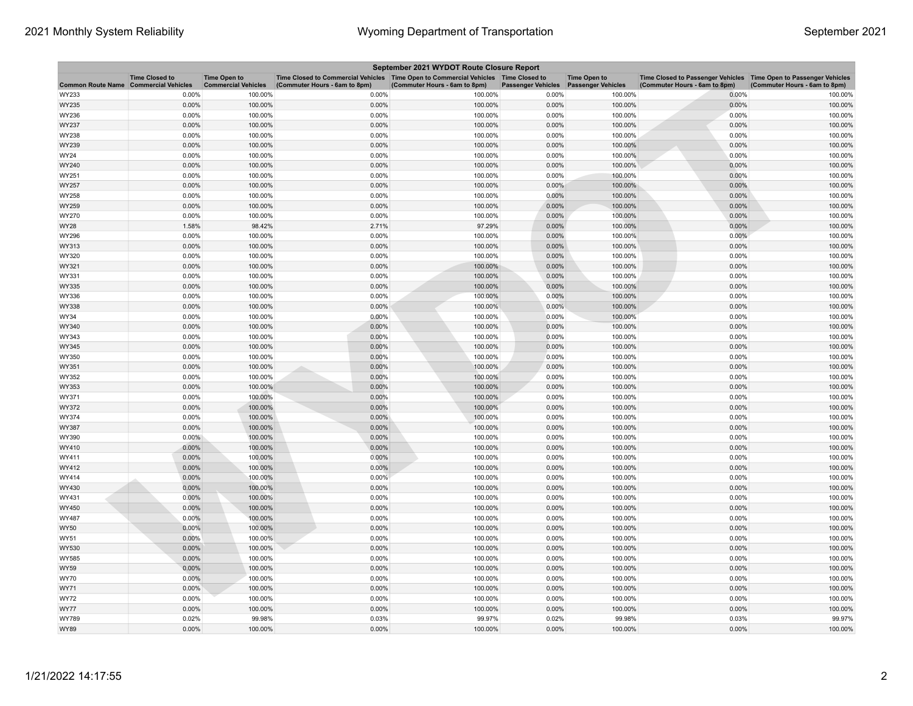| September 2021 WYDOT Route Closure Report | | | | | | | | |
|---|---|---|---|---|---|---|---|---|
| Common Route Name | Time Closed to Commercial Vehicles | Time Open to Commercial Vehicles | Time Closed to Commercial Vehicles (Commuter Hours - 6am to 8pm) | Time Open to Commercial Vehicles (Commuter Hours - 6am to 8pm) | Time Closed to Passenger Vehicles | Time Open to Passenger Vehicles | Time Closed to Passenger Vehicles (Commuter Hours - 6am to 8pm) | Time Open to Passenger Vehicles (Commuter Hours - 6am to 8pm) |
| WY233 | 0.00% | 100.00% | 0.00% | 100.00% | 0.00% | 100.00% | 0.00% | 100.00% |
| WY235 | 0.00% | 100.00% | 0.00% | 100.00% | 0.00% | 100.00% | 0.00% | 100.00% |
| WY236 | 0.00% | 100.00% | 0.00% | 100.00% | 0.00% | 100.00% | 0.00% | 100.00% |
| WY237 | 0.00% | 100.00% | 0.00% | 100.00% | 0.00% | 100.00% | 0.00% | 100.00% |
| WY238 | 0.00% | 100.00% | 0.00% | 100.00% | 0.00% | 100.00% | 0.00% | 100.00% |
| WY239 | 0.00% | 100.00% | 0.00% | 100.00% | 0.00% | 100.00% | 0.00% | 100.00% |
| WY24 | 0.00% | 100.00% | 0.00% | 100.00% | 0.00% | 100.00% | 0.00% | 100.00% |
| WY240 | 0.00% | 100.00% | 0.00% | 100.00% | 0.00% | 100.00% | 0.00% | 100.00% |
| WY251 | 0.00% | 100.00% | 0.00% | 100.00% | 0.00% | 100.00% | 0.00% | 100.00% |
| WY257 | 0.00% | 100.00% | 0.00% | 100.00% | 0.00% | 100.00% | 0.00% | 100.00% |
| WY258 | 0.00% | 100.00% | 0.00% | 100.00% | 0.00% | 100.00% | 0.00% | 100.00% |
| WY259 | 0.00% | 100.00% | 0.00% | 100.00% | 0.00% | 100.00% | 0.00% | 100.00% |
| WY270 | 0.00% | 100.00% | 0.00% | 100.00% | 0.00% | 100.00% | 0.00% | 100.00% |
| WY28 | 1.58% | 98.42% | 2.71% | 97.29% | 0.00% | 100.00% | 0.00% | 100.00% |
| WY296 | 0.00% | 100.00% | 0.00% | 100.00% | 0.00% | 100.00% | 0.00% | 100.00% |
| WY313 | 0.00% | 100.00% | 0.00% | 100.00% | 0.00% | 100.00% | 0.00% | 100.00% |
| WY320 | 0.00% | 100.00% | 0.00% | 100.00% | 0.00% | 100.00% | 0.00% | 100.00% |
| WY321 | 0.00% | 100.00% | 0.00% | 100.00% | 0.00% | 100.00% | 0.00% | 100.00% |
| WY331 | 0.00% | 100.00% | 0.00% | 100.00% | 0.00% | 100.00% | 0.00% | 100.00% |
| WY335 | 0.00% | 100.00% | 0.00% | 100.00% | 0.00% | 100.00% | 0.00% | 100.00% |
| WY336 | 0.00% | 100.00% | 0.00% | 100.00% | 0.00% | 100.00% | 0.00% | 100.00% |
| WY338 | 0.00% | 100.00% | 0.00% | 100.00% | 0.00% | 100.00% | 0.00% | 100.00% |
| WY34 | 0.00% | 100.00% | 0.00% | 100.00% | 0.00% | 100.00% | 0.00% | 100.00% |
| WY340 | 0.00% | 100.00% | 0.00% | 100.00% | 0.00% | 100.00% | 0.00% | 100.00% |
| WY343 | 0.00% | 100.00% | 0.00% | 100.00% | 0.00% | 100.00% | 0.00% | 100.00% |
| WY345 | 0.00% | 100.00% | 0.00% | 100.00% | 0.00% | 100.00% | 0.00% | 100.00% |
| WY350 | 0.00% | 100.00% | 0.00% | 100.00% | 0.00% | 100.00% | 0.00% | 100.00% |
| WY351 | 0.00% | 100.00% | 0.00% | 100.00% | 0.00% | 100.00% | 0.00% | 100.00% |
| WY352 | 0.00% | 100.00% | 0.00% | 100.00% | 0.00% | 100.00% | 0.00% | 100.00% |
| WY353 | 0.00% | 100.00% | 0.00% | 100.00% | 0.00% | 100.00% | 0.00% | 100.00% |
| WY371 | 0.00% | 100.00% | 0.00% | 100.00% | 0.00% | 100.00% | 0.00% | 100.00% |
| WY372 | 0.00% | 100.00% | 0.00% | 100.00% | 0.00% | 100.00% | 0.00% | 100.00% |
| WY374 | 0.00% | 100.00% | 0.00% | 100.00% | 0.00% | 100.00% | 0.00% | 100.00% |
| WY387 | 0.00% | 100.00% | 0.00% | 100.00% | 0.00% | 100.00% | 0.00% | 100.00% |
| WY390 | 0.00% | 100.00% | 0.00% | 100.00% | 0.00% | 100.00% | 0.00% | 100.00% |
| WY410 | 0.00% | 100.00% | 0.00% | 100.00% | 0.00% | 100.00% | 0.00% | 100.00% |
| WY411 | 0.00% | 100.00% | 0.00% | 100.00% | 0.00% | 100.00% | 0.00% | 100.00% |
| WY412 | 0.00% | 100.00% | 0.00% | 100.00% | 0.00% | 100.00% | 0.00% | 100.00% |
| WY414 | 0.00% | 100.00% | 0.00% | 100.00% | 0.00% | 100.00% | 0.00% | 100.00% |
| WY430 | 0.00% | 100.00% | 0.00% | 100.00% | 0.00% | 100.00% | 0.00% | 100.00% |
| WY431 | 0.00% | 100.00% | 0.00% | 100.00% | 0.00% | 100.00% | 0.00% | 100.00% |
| WY450 | 0.00% | 100.00% | 0.00% | 100.00% | 0.00% | 100.00% | 0.00% | 100.00% |
| WY487 | 0.00% | 100.00% | 0.00% | 100.00% | 0.00% | 100.00% | 0.00% | 100.00% |
| WY50 | 0.00% | 100.00% | 0.00% | 100.00% | 0.00% | 100.00% | 0.00% | 100.00% |
| WY51 | 0.00% | 100.00% | 0.00% | 100.00% | 0.00% | 100.00% | 0.00% | 100.00% |
| WY530 | 0.00% | 100.00% | 0.00% | 100.00% | 0.00% | 100.00% | 0.00% | 100.00% |
| WY585 | 0.00% | 100.00% | 0.00% | 100.00% | 0.00% | 100.00% | 0.00% | 100.00% |
| WY59 | 0.00% | 100.00% | 0.00% | 100.00% | 0.00% | 100.00% | 0.00% | 100.00% |
| WY70 | 0.00% | 100.00% | 0.00% | 100.00% | 0.00% | 100.00% | 0.00% | 100.00% |
| WY71 | 0.00% | 100.00% | 0.00% | 100.00% | 0.00% | 100.00% | 0.00% | 100.00% |
| WY72 | 0.00% | 100.00% | 0.00% | 100.00% | 0.00% | 100.00% | 0.00% | 100.00% |
| WY77 | 0.00% | 100.00% | 0.00% | 100.00% | 0.00% | 100.00% | 0.00% | 100.00% |
| WY789 | 0.02% | 99.98% | 0.03% | 99.97% | 0.02% | 99.98% | 0.03% | 99.97% |
| WY89 | 0.00% | 100.00% | 0.00% | 100.00% | 0.00% | 100.00% | 0.00% | 100.00% |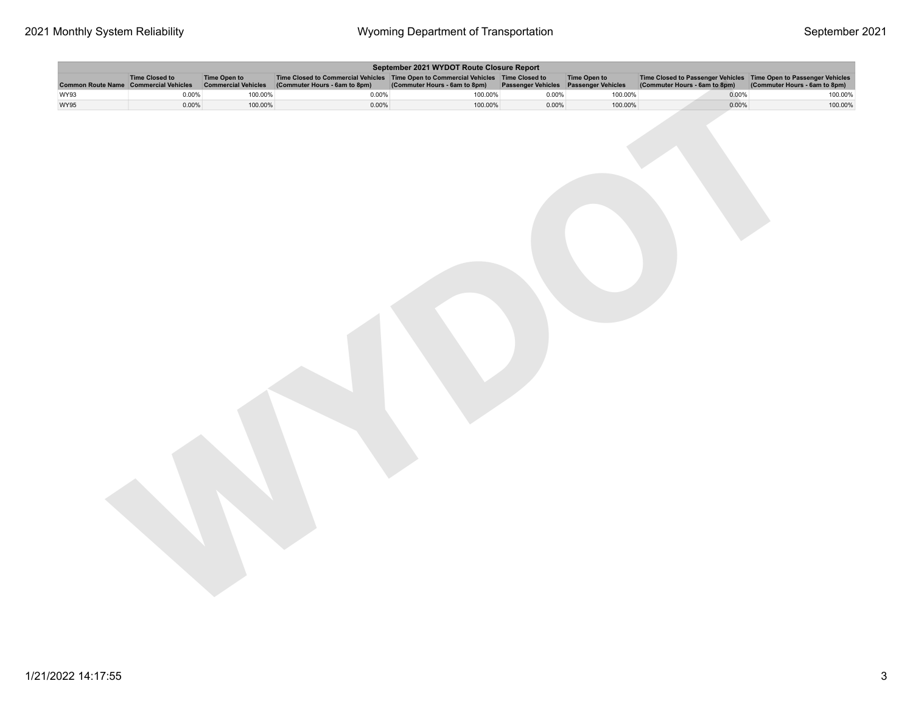| September 2021 WYDOT Route Closure Report | | | | | | | | |
|---|---|---|---|---|---|---|---|---|
| Common Route Name | Time Closed to Commercial Vehicles | Time Open to Commercial Vehicles | Time Closed to Commercial Vehicles (Commuter Hours - 6am to 8pm) | Time Open to Commercial Vehicles (Commuter Hours - 6am to 8pm) | Time Closed to Passenger Vehicles | Time Open to Passenger Vehicles | Time Closed to Passenger Vehicles (Commuter Hours - 6am to 8pm) | Time Open to Passenger Vehicles (Commuter Hours - 6am to 8pm) |
| WY93 | 0.00% | 100.00% | 0.00% | 100.00% | 0.00% | 100.00% | 0.00% | 100.00% |
| WY95 | 0.00% | 100.00% | 0.00% | 100.00% | 0.00% | 100.00% | 0.00% | 100.00% |